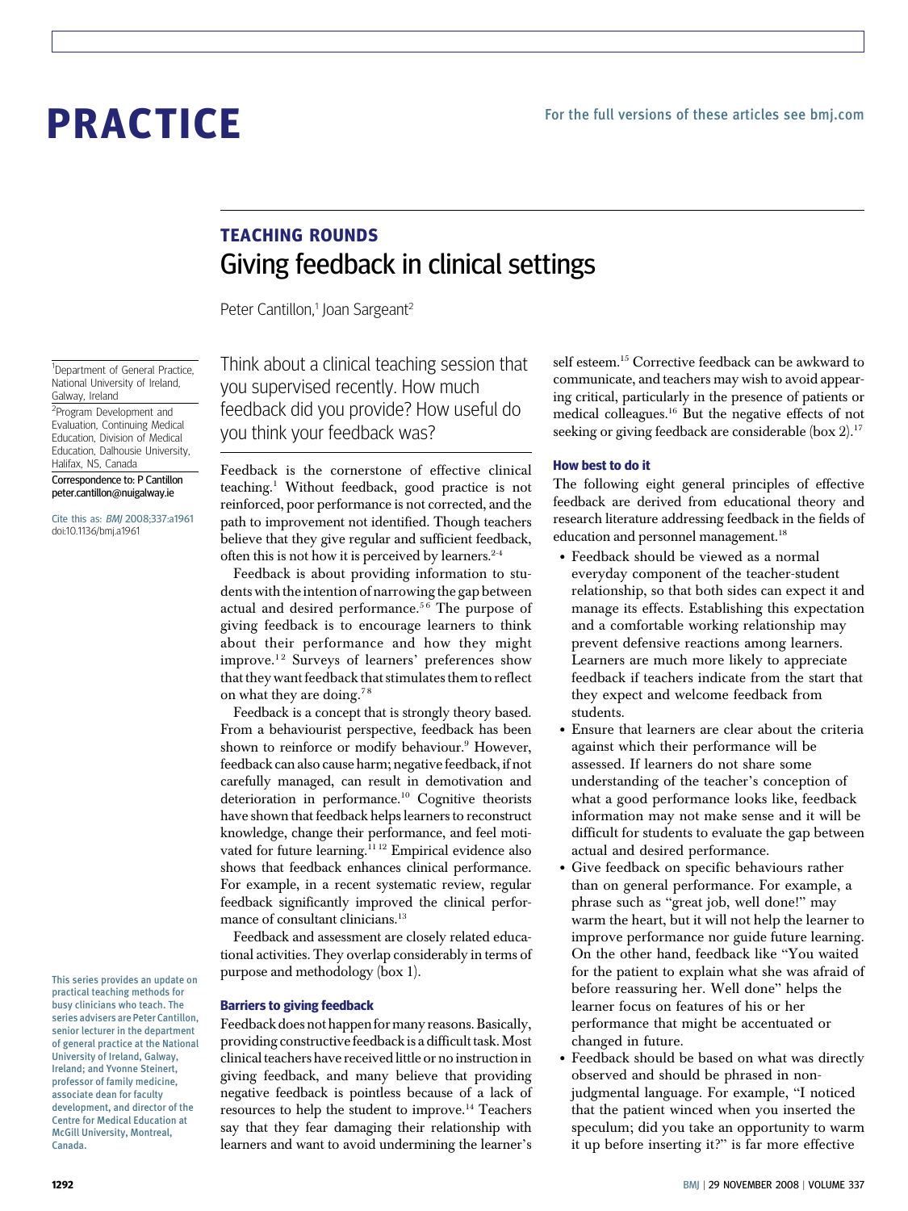# PRACTICE

For the full versions of these articles see bmj.com

## TEACHING ROUNDS

# Giving feedback in clinical settings

Peter Cantillon,[1] Joan Sargeant[2]

[1]Department of General Practice, National University of Ireland, Galway, Ireland

[2]Program Development and Evaluation, Continuing Medical Education, Division of Medical Education, Dalhousie University, Halifax, NS, Canada

Correspondence to: P Cantillon peter.cantillon@nuigalway.ie

Cite this as: *BMJ* 2008;337:a1961 doi:10.1136/bmj.a1961

Think about a clinical teaching session that you supervised recently. How much feedback did you provide? How useful do you think your feedback was?

Feedback is the cornerstone of effective clinical teaching.[1] Without feedback, good practice is not reinforced, poor performance is not corrected, and the path to improvement not identified. Though teachers believe that they give regular and sufficient feedback, often this is not how it is perceived by learners.[2-4]

Feedback is about providing information to students with the intention of narrowing the gap between actual and desired performance.[5 6] The purpose of giving feedback is to encourage learners to think about their performance and how they might improve.[1 2] Surveys of learners' preferences show that they want feedback that stimulates them to reflect on what they are doing.[7 8]

Feedback is a concept that is strongly theory based. From a behaviourist perspective, feedback has been shown to reinforce or modify behaviour.[9] However, feedback can also cause harm; negative feedback, if not carefully managed, can result in demotivation and deterioration in performance.[10] Cognitive theorists have shown that feedback helps learners to reconstruct knowledge, change their performance, and feel motivated for future learning.[11 12] Empirical evidence also shows that feedback enhances clinical performance. For example, in a recent systematic review, regular feedback significantly improved the clinical performance of consultant clinicians.[13]

Feedback and assessment are closely related educational activities. They overlap considerably in terms of purpose and methodology (box 1).

### Barriers to giving feedback

Feedback does not happen for many reasons. Basically, providing constructive feedback is a difficult task. Most clinical teachers have received little or no instruction in giving feedback, and many believe that providing negative feedback is pointless because of a lack of resources to help the student to improve.[14] Teachers say that they fear damaging their relationship with learners and want to avoid undermining the learner's self esteem.[15] Corrective feedback can be awkward to communicate, and teachers may wish to avoid appearing critical, particularly in the presence of patients or medical colleagues.[16] But the negative effects of not seeking or giving feedback are considerable (box 2).[17]

### How best to do it

The following eight general principles of effective feedback are derived from educational theory and research literature addressing feedback in the fields of education and personnel management.[18]

- Feedback should be viewed as a normal everyday component of the teacher-student relationship, so that both sides can expect it and manage its effects. Establishing this expectation and a comfortable working relationship may prevent defensive reactions among learners. Learners are much more likely to appreciate feedback if teachers indicate from the start that they expect and welcome feedback from students.
- Ensure that learners are clear about the criteria against which their performance will be assessed. If learners do not share some understanding of the teacher's conception of what a good performance looks like, feedback information may not make sense and it will be difficult for students to evaluate the gap between actual and desired performance.
- Give feedback on specific behaviours rather than on general performance. For example, a phrase such as "great job, well done!" may warm the heart, but it will not help the learner to improve performance nor guide future learning. On the other hand, feedback like "You waited for the patient to explain what she was afraid of before reassuring her. Well done" helps the learner focus on features of his or her performance that might be accentuated or changed in future.
- Feedback should be based on what was directly observed and should be phrased in non-judgmental language. For example, "I noticed that the patient winced when you inserted the speculum; did you take an opportunity to warm it up before inserting it?" is far more effective

This series provides an update on practical teaching methods for busy clinicians who teach. The series advisers are Peter Cantillon, senior lecturer in the department of general practice at the National University of Ireland, Galway, Ireland; and Yvonne Steinert, professor of family medicine, associate dean for faculty development, and director of the Centre for Medical Education at McGill University, Montreal, Canada.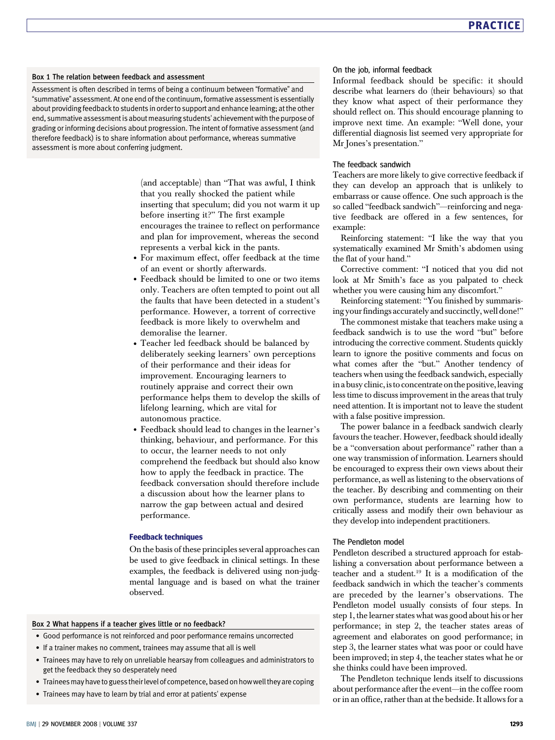### Box 1 The relation between feedback and assessment

Assessment is often described in terms of being a continuum between "formative" and "summative" assessment. At one end of the continuum, formative assessment is essentially about providing feedback to students in order to support and enhance learning; at the other end, summative assessment is about measuring students' achievement with the purpose of grading or informing decisions about progression. The intent of formative assessment (and therefore feedback) is to share information about performance, whereas summative assessment is more about conferring judgment.

(and acceptable) than "That was awful, I think that you really shocked the patient while inserting that speculum; did you not warm it up before inserting it?" The first example encourages the trainee to reflect on performance and plan for improvement, whereas the second represents a verbal kick in the pants.

- For maximum effect, offer feedback at the time of an event or shortly afterwards.
- Feedback should be limited to one or two items only. Teachers are often tempted to point out all the faults that have been detected in a student's performance. However, a torrent of corrective feedback is more likely to overwhelm and demoralise the learner.
- Teacher led feedback should be balanced by deliberately seeking learners' own perceptions of their performance and their ideas for improvement. Encouraging learners to routinely appraise and correct their own performance helps them to develop the skills of lifelong learning, which are vital for autonomous practice.
- Feedback should lead to changes in the learner's thinking, behaviour, and performance. For this to occur, the learner needs to not only comprehend the feedback but should also know how to apply the feedback in practice. The feedback conversation should therefore include a discussion about how the learner plans to narrow the gap between actual and desired performance.

## Feedback techniques

On the basis of these principles several approaches can be used to give feedback in clinical settings. In these examples, the feedback is delivered using non-judgmental language and is based on what the trainer observed.

### Box 2 What happens if a teacher gives little or no feedback?

- Good performance is not reinforced and poor performance remains uncorrected
- If a trainer makes no comment, trainees may assume that all is well
- Trainees may have to rely on unreliable hearsay from colleagues and administrators to get the feedback they so desperately need
- Trainees may have to guess their level of competence, based on how well they are coping
- Trainees may have to learn by trial and error at patients' expense

### On the job, informal feedback

Informal feedback should be specific: it should describe what learners do (their behaviours) so that they know what aspect of their performance they should reflect on. This should encourage planning to improve next time. An example: "Well done, your differential diagnosis list seemed very appropriate for Mr Jones's presentation."

### The feedback sandwich

Teachers are more likely to give corrective feedback if they can develop an approach that is unlikely to embarrass or cause offence. One such approach is the so called "feedback sandwich"—reinforcing and negative feedback are offered in a few sentences, for example:

Reinforcing statement: "I like the way that you systematically examined Mr Smith's abdomen using the flat of your hand."

Corrective comment: "I noticed that you did not look at Mr Smith's face as you palpated to check whether you were causing him any discomfort."

Reinforcing statement: "You finished by summarising your findings accurately and succinctly, well done!"

The commonest mistake that teachers make using a feedback sandwich is to use the word "but" before introducing the corrective comment. Students quickly learn to ignore the positive comments and focus on what comes after the "but." Another tendency of teachers when using the feedback sandwich, especially in a busy clinic, is to concentrate on the positive, leaving less time to discuss improvement in the areas that truly need attention. It is important not to leave the student with a false positive impression.

The power balance in a feedback sandwich clearly favours the teacher. However, feedback should ideally be a "conversation about performance" rather than a one way transmission of information. Learners should be encouraged to express their own views about their performance, as well as listening to the observations of the teacher. By describing and commenting on their own performance, students are learning how to critically assess and modify their own behaviour as they develop into independent practitioners.

### The Pendleton model

Pendleton described a structured approach for establishing a conversation about performance between a teacher and a student.[19] It is a modification of the feedback sandwich in which the teacher's comments are preceded by the learner's observations. The Pendleton model usually consists of four steps. In step 1, the learner states what was good about his or her performance; in step 2, the teacher states areas of agreement and elaborates on good performance; in step 3, the learner states what was poor or could have been improved; in step 4, the teacher states what he or she thinks could have been improved.

The Pendleton technique lends itself to discussions about performance after the event—in the coffee room or in an office, rather than at the bedside. It allows for a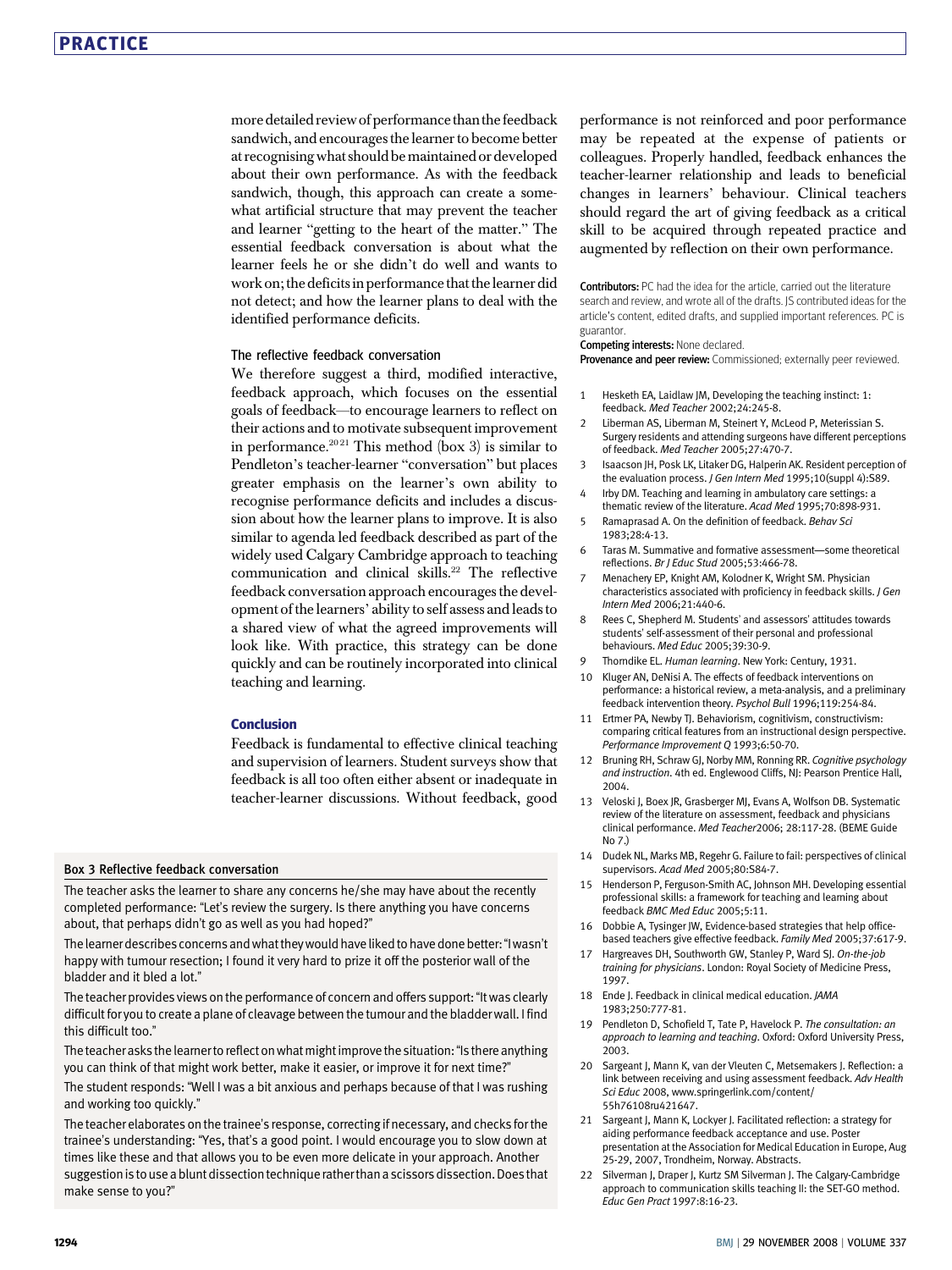more detailed review of performance than the feedback sandwich, and encourages the learner to become better at recognising what should be maintained or developed about their own performance. As with the feedback sandwich, though, this approach can create a somewhat artificial structure that may prevent the teacher and learner "getting to the heart of the matter." The essential feedback conversation is about what the learner feels he or she didn't do well and wants to work on; the deficits in performance that the learner did not detect; and how the learner plans to deal with the identified performance deficits.

### The reflective feedback conversation

We therefore suggest a third, modified interactive, feedback approach, which focuses on the essential goals of feedback—to encourage learners to reflect on their actions and to motivate subsequent improvement in performance.[20 21] This method (box 3) is similar to Pendleton's teacher-learner "conversation" but places greater emphasis on the learner's own ability to recognise performance deficits and includes a discussion about how the learner plans to improve. It is also similar to agenda led feedback described as part of the widely used Calgary Cambridge approach to teaching communication and clinical skills.[22] The reflective feedback conversation approach encourages the development of the learners' ability to self assess and leads to a shared view of what the agreed improvements will look like. With practice, this strategy can be done quickly and can be routinely incorporated into clinical teaching and learning.

## Conclusion

Feedback is fundamental to effective clinical teaching and supervision of learners. Student surveys show that feedback is all too often either absent or inadequate in teacher-learner discussions. Without feedback, good performance is not reinforced and poor performance may be repeated at the expense of patients or colleagues. Properly handled, feedback enhances the teacher-learner relationship and leads to beneficial changes in learners' behaviour. Clinical teachers should regard the art of giving feedback as a critical skill to be acquired through repeated practice and augmented by reflection on their own performance.

**Box 3 Reflective feedback conversation**

The teacher asks the learner to share any concerns he/she may have about the recently completed performance: "Let's review the surgery. Is there anything you have concerns about, that perhaps didn't go as well as you had hoped?"

The learner describes concerns and what they would have liked to have done better: "I wasn't happy with tumour resection; I found it very hard to prize it off the posterior wall of the bladder and it bled a lot."

The teacher provides views on the performance of concern and offers support: "It was clearly difficult for you to create a plane of cleavage between the tumour and the bladder wall. I find this difficult too."

The teacher asks the learner to reflect on what might improve the situation: "Is there anything you can think of that might work better, make it easier, or improve it for next time?"

The student responds: "Well I was a bit anxious and perhaps because of that I was rushing and working too quickly."

The teacher elaborates on the trainee's response, correcting if necessary, and checks for the trainee's understanding: "Yes, that's a good point. I would encourage you to slow down at times like these and that allows you to be even more delicate in your approach. Another suggestion is to use a blunt dissection technique rather than a scissors dissection. Does that make sense to you?"

**Contributors:** PC had the idea for the article, carried out the literature search and review, and wrote all of the drafts. JS contributed ideas for the article's content, edited drafts, and supplied important references. PC is guarantor.

**Competing interests:** None declared.

**Provenance and peer review:** Commissioned; externally peer reviewed.

1. Hesketh EA, Laidlaw JM, Developing the teaching instinct: 1: feedback. *Med Teacher* 2002;24:245-8.
2. Liberman AS, Liberman M, Steinert Y, McLeod P, Meterissian S. Surgery residents and attending surgeons have different perceptions of feedback. *Med Teacher* 2005;27:470-7.
3. Isaacson JH, Posk LK, Litaker DG, Halperin AK. Resident perception of the evaluation process. *J Gen Intern Med* 1995;10(suppl 4):S89.
4. Irby DM. Teaching and learning in ambulatory care settings: a thematic review of the literature. *Acad Med* 1995;70:898-931.
5. Ramaprasad A. On the definition of feedback. *Behav Sci* 1983;28:4-13.
6. Taras M. Summative and formative assessment—some theoretical reflections. *Br J Educ Stud* 2005;53:466-78.
7. Menachery EP, Knight AM, Kolodner K, Wright SM. Physician characteristics associated with proficiency in feedback skills. *J Gen Intern Med* 2006;21:440-6.
8. Rees C, Shepherd M. Students' and assessors' attitudes towards students' self-assessment of their personal and professional behaviours. *Med Educ* 2005;39:30-9.
9. Thorndike EL. *Human learning*. New York: Century, 1931.
10. Kluger AN, DeNisi A. The effects of feedback interventions on performance: a historical review, a meta-analysis, and a preliminary feedback intervention theory. *Psychol Bull* 1996;119:254-84.
11. Ertmer PA, Newby TJ. Behaviorism, cognitivism, constructivism: comparing critical features from an instructional design perspective. *Performance Improvement Q* 1993;6:50-70.
12. Bruning RH, Schraw GJ, Norby MM, Ronning RR. *Cognitive psychology and instruction*. 4th ed. Englewood Cliffs, NJ: Pearson Prentice Hall, 2004.
13. Veloski J, Boex JR, Grasberger MJ, Evans A, Wolfson DB. Systematic review of the literature on assessment, feedback and physicians clinical performance. *Med Teacher*2006; 28:117-28. (BEME Guide No 7.)
14. Dudek NL, Marks MB, Regehr G. Failure to fail: perspectives of clinical supervisors. *Acad Med* 2005;80:S84-7.
15. Henderson P, Ferguson-Smith AC, Johnson MH. Developing essential professional skills: a framework for teaching and learning about feedback *BMC Med Educ* 2005;5:11.
16. Dobbie A, Tysinger JW, Evidence-based strategies that help office-based teachers give effective feedback. *Family Med* 2005;37:617-9.
17. Hargreaves DH, Southworth GW, Stanley P, Ward SJ. *On-the-job training for physicians*. London: Royal Society of Medicine Press, 1997.
18. Ende J. Feedback in clinical medical education. *JAMA* 1983;250:777-81.
19. Pendleton D, Schofield T, Tate P, Havelock P. *The consultation: an approach to learning and teaching*. Oxford: Oxford University Press, 2003.
20. Sargeant J, Mann K, van der Vleuten C, Metsemakers J. Reflection: a link between receiving and using assessment feedback. *Adv Health Sci Educ* 2008, www.springerlink.com/content/55h76108ru421647.
21. Sargeant J, Mann K, Lockyer J. Facilitated reflection: a strategy for aiding performance feedback acceptance and use. Poster presentation at the Association for Medical Education in Europe, Aug 25-29, 2007, Trondheim, Norway. Abstracts.
22. Silverman J, Draper J, Kurtz SM Silverman J. The Calgary-Cambridge approach to communication skills teaching II: the SET-GO method. *Educ Gen Pract* 1997:8:16-23.